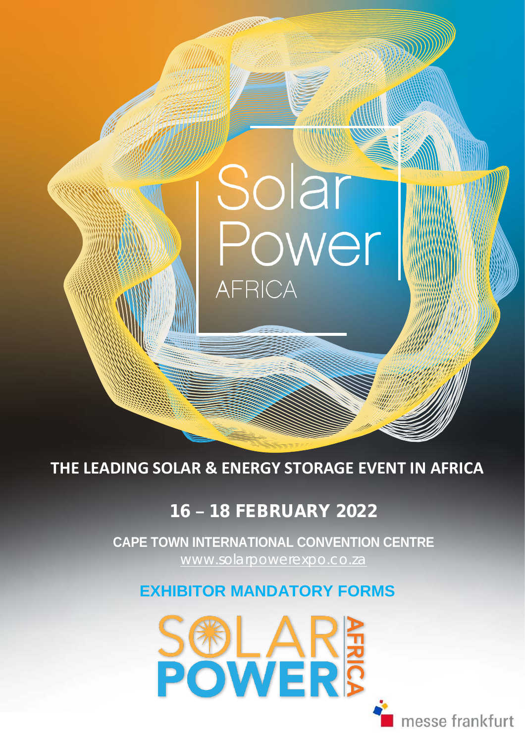# Solar Power AFRICA

## THE LEADING SOLAR & ENERGY STORAGE EVENT IN AFRICA

## 16 – 18 FEBRUARY 2022

**CAPE TOWN INTERNATIONAL CONVENTION CENTRE**

www.solarpowerexpo.co.za

## EXHIBITOR MANDATORY FORMS

SOLAR POWER AFRICA

messe frankfurt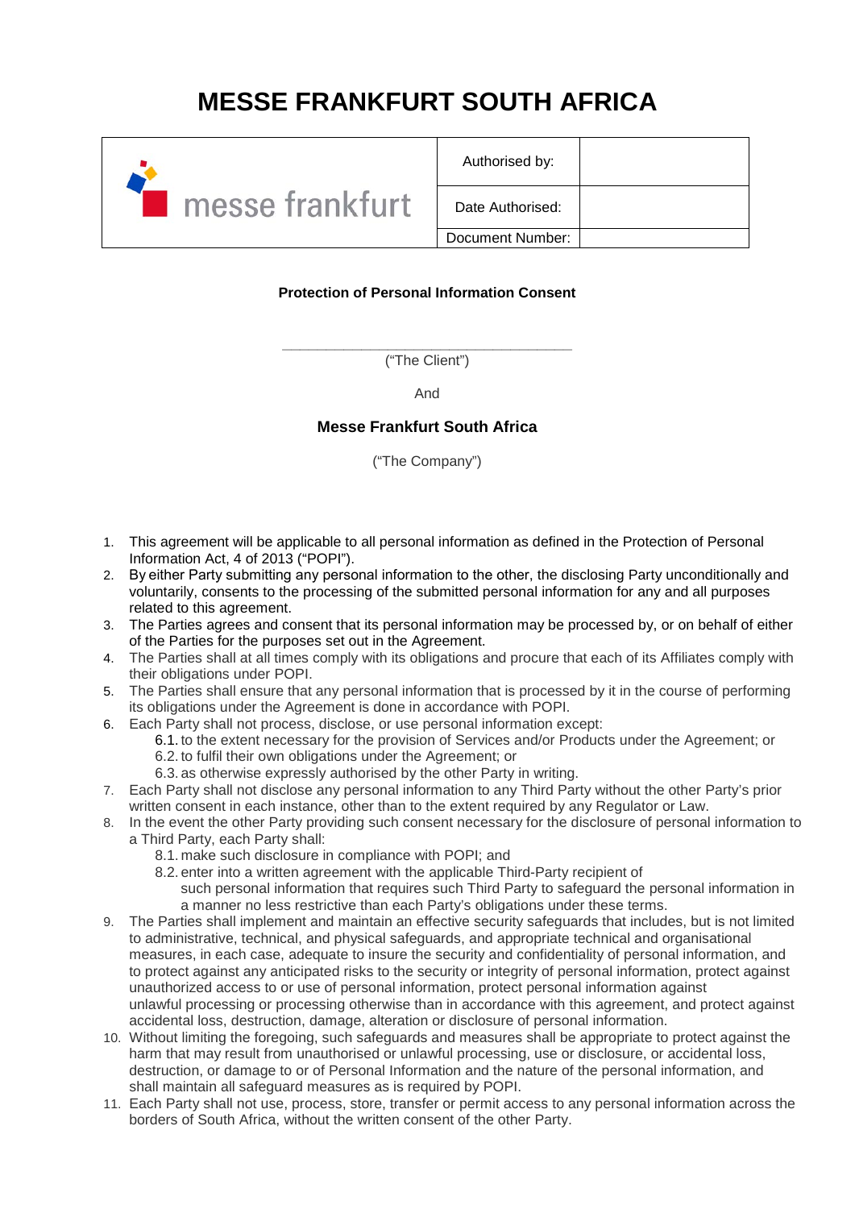# MESSE FRANKFURT SOUTH AFRICA

| messe frankfurt | Authorised by: | |
|---|---|---|
| | Date Authorised: | |
| | Document Number: | |

**Protection of Personal Information Consent**

\_\_\_\_\_\_\_\_\_\_\_\_\_\_\_\_\_\_\_\_\_\_\_\_\_\_\_\_\_\_\_\_\_\_\_\_\_\_

("The Client")

And

**Messe Frankfurt South Africa**

("The Company")

1. This agreement will be applicable to all personal information as defined in the Protection of Personal Information Act, 4 of 2013 ("POPI").
2. By either Party submitting any personal information to the other, the disclosing Party unconditionally and voluntarily, consents to the processing of the submitted personal information for any and all purposes related to this agreement.
3. The Parties agrees and consent that its personal information may be processed by, or on behalf of either of the Parties for the purposes set out in the Agreement.
4. The Parties shall at all times comply with its obligations and procure that each of its Affiliates comply with their obligations under POPI.
5. The Parties shall ensure that any personal information that is processed by it in the course of performing its obligations under the Agreement is done in accordance with POPI.
6. Each Party shall not process, disclose, or use personal information except:
   - 6.1. to the extent necessary for the provision of Services and/or Products under the Agreement; or
   - 6.2. to fulfil their own obligations under the Agreement; or
   - 6.3. as otherwise expressly authorised by the other Party in writing.
7. Each Party shall not disclose any personal information to any Third Party without the other Party's prior written consent in each instance, other than to the extent required by any Regulator or Law.
8. In the event the other Party providing such consent necessary for the disclosure of personal information to a Third Party, each Party shall:
   - 8.1. make such disclosure in compliance with POPI; and
   - 8.2. enter into a written agreement with the applicable Third-Party recipient of such personal information that requires such Third Party to safeguard the personal information in a manner no less restrictive than each Party's obligations under these terms.
9. The Parties shall implement and maintain an effective security safeguards that includes, but is not limited to administrative, technical, and physical safeguards, and appropriate technical and organisational measures, in each case, adequate to insure the security and confidentiality of personal information, and to protect against any anticipated risks to the security or integrity of personal information, protect against unauthorized access to or use of personal information, protect personal information against unlawful processing or processing otherwise than in accordance with this agreement, and protect against accidental loss, destruction, damage, alteration or disclosure of personal information.
10. Without limiting the foregoing, such safeguards and measures shall be appropriate to protect against the harm that may result from unauthorised or unlawful processing, use or disclosure, or accidental loss, destruction, or damage to or of Personal Information and the nature of the personal information, and shall maintain all safeguard measures as is required by POPI.
11. Each Party shall not use, process, store, transfer or permit access to any personal information across the borders of South Africa, without the written consent of the other Party.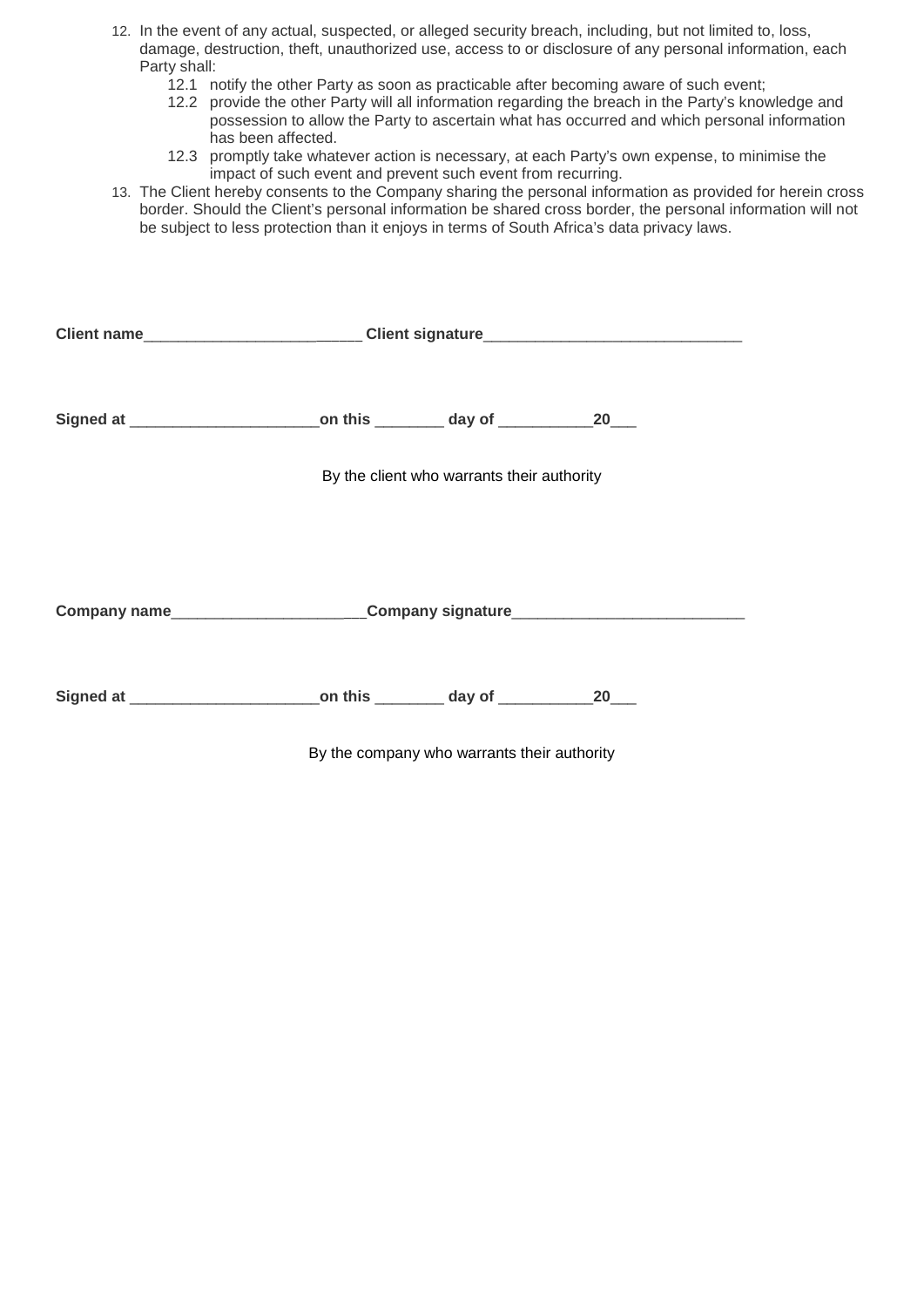12. In the event of any actual, suspected, or alleged security breach, including, but not limited to, loss, damage, destruction, theft, unauthorized use, access to or disclosure of any personal information, each Party shall:
    - 12.1 notify the other Party as soon as practicable after becoming aware of such event;
    - 12.2 provide the other Party will all information regarding the breach in the Party's knowledge and possession to allow the Party to ascertain what has occurred and which personal information has been affected.
    - 12.3 promptly take whatever action is necessary, at each Party's own expense, to minimise the impact of such event and prevent such event from recurring.
13. The Client hereby consents to the Company sharing the personal information as provided for herein cross border. Should the Client's personal information be shared cross border, the personal information will not be subject to less protection than it enjoys in terms of South Africa's data privacy laws.

**Client name**__________________________ **Client signature**______________________________

**Signed at** ______________________**on this** ________ **day of** ___________**20**___

By the client who warrants their authority

**Company name**________________________**Company signature**___________________________

**Signed at** ______________________**on this** ________ **day of** ___________**20**___

By the company who warrants their authority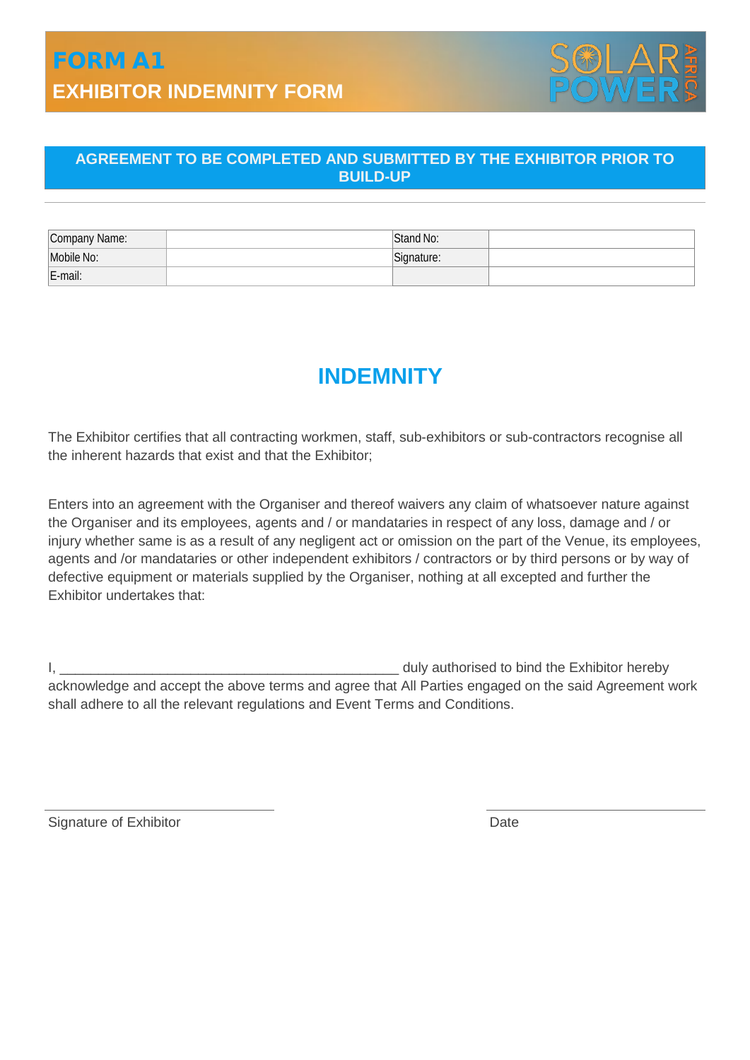# FORM A1
## EXHIBITOR INDEMNITY FORM

SOLAR POWER AFRICA

**AGREEMENT TO BE COMPLETED AND SUBMITTED BY THE EXHIBITOR PRIOR TO BUILD-UP**

| Company Name: | | Stand No: | |
|---|---|---|---|
| Mobile No: | | Signature: | |
| E-mail: | | | |

## INDEMNITY

The Exhibitor certifies that all contracting workmen, staff, sub-exhibitors or sub-contractors recognise all the inherent hazards that exist and that the Exhibitor;

Enters into an agreement with the Organiser and thereof waivers any claim of whatsoever nature against the Organiser and its employees, agents and / or mandataries in respect of any loss, damage and / or injury whether same is as a result of any negligent act or omission on the part of the Venue, its employees, agents and /or mandataries or other independent exhibitors / contractors or by third persons or by way of defective equipment or materials supplied by the Organiser, nothing at all excepted and further the Exhibitor undertakes that:

I, _____________________________________________ duly authorised to bind the Exhibitor hereby acknowledge and accept the above terms and agree that All Parties engaged on the said Agreement work shall adhere to all the relevant regulations and Event Terms and Conditions.

Signature of Exhibitor

Date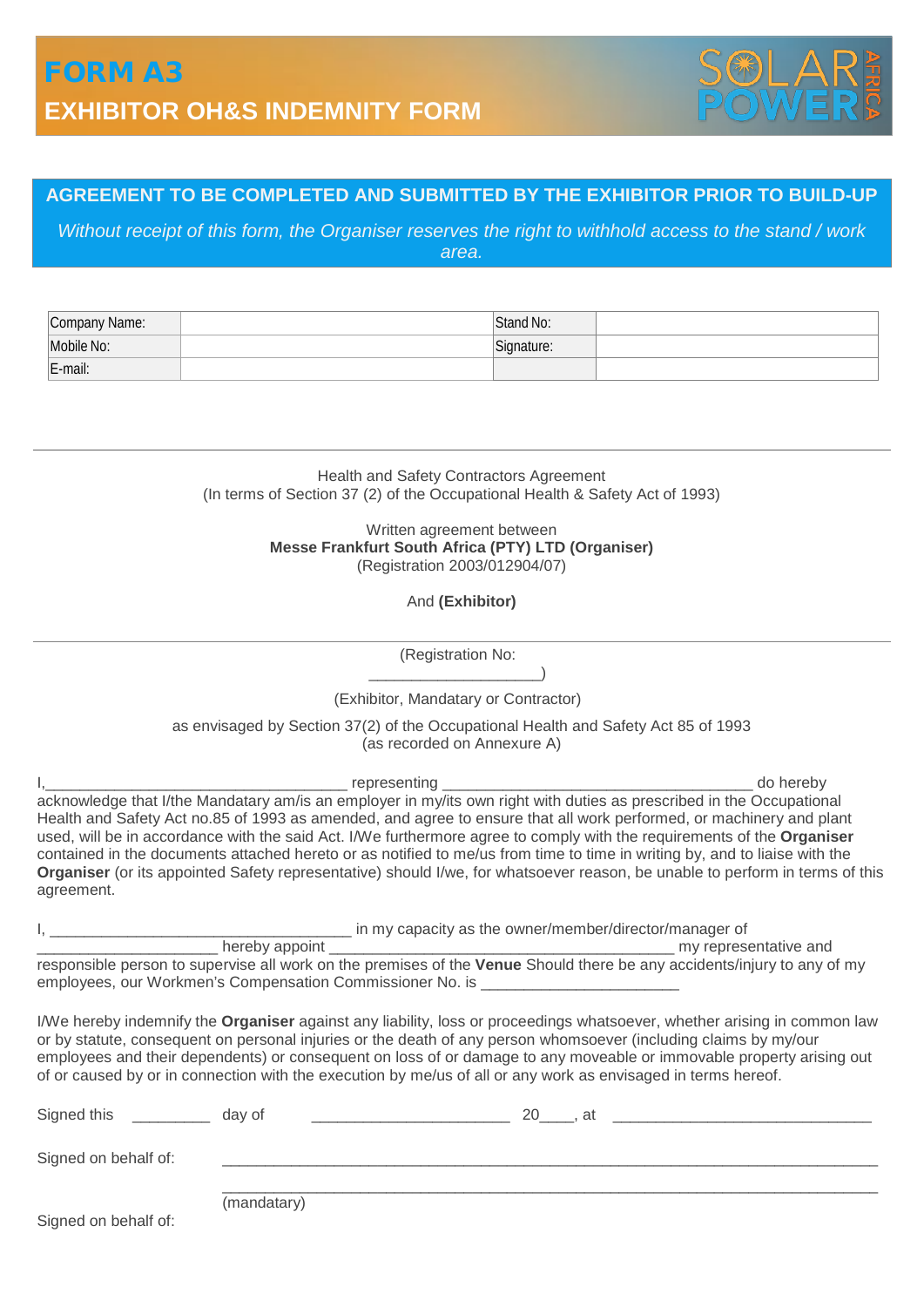# FORM A3

## EXHIBITOR OH&S INDEMNITY FORM

SOLAR POWER AFRICA

**AGREEMENT TO BE COMPLETED AND SUBMITTED BY THE EXHIBITOR PRIOR TO BUILD-UP**

*Without receipt of this form, the Organiser reserves the right to withhold access to the stand / work area.*

| Company Name: | | Stand No: | |
|---|---|---|---|
| Mobile No: | | Signature: | |
| E-mail: | | | |

---

Health and Safety Contractors Agreement
(In terms of Section 37 (2) of the Occupational Health & Safety Act of 1993)

Written agreement between
**Messe Frankfurt South Africa (PTY) LTD (Organiser)**
(Registration 2003/012904/07)

And **(Exhibitor)**

---

(Registration No: ____________________)

(Exhibitor, Mandatary or Contractor)

as envisaged by Section 37(2) of the Occupational Health and Safety Act 85 of 1993
(as recorded on Annexure A)

I,____________________________________ representing ____________________________________ do hereby acknowledge that I/the Mandatary am/is an employer in my/its own right with duties as prescribed in the Occupational Health and Safety Act no.85 of 1993 as amended, and agree to ensure that all work performed, or machinery and plant used, will be in accordance with the said Act. I/We furthermore agree to comply with the requirements of the **Organiser** contained in the documents attached hereto or as notified to me/us from time to time in writing by, and to liaise with the **Organiser** (or its appointed Safety representative) should I/we, for whatsoever reason, be unable to perform in terms of this agreement.

I, ____________________________________ in my capacity as the owner/member/director/manager of ____________________ hereby appoint ________________________________________ my representative and responsible person to supervise all work on the premises of the **Venue** Should there be any accidents/injury to any of my employees, our Workmen's Compensation Commissioner No. is _______________________

I/We hereby indemnify the **Organiser** against any liability, loss or proceedings whatsoever, whether arising in common law or by statute, consequent on personal injuries or the death of any person whomsoever (including claims by my/our employees and their dependents) or consequent on loss of or damage to any moveable or immovable property arising out of or caused by or in connection with the execution by me/us of all or any work as envisaged in terms hereof.

Signed this _________ day of _______________________ 20____, at ______________________________

Signed on behalf of: ____________________________________________________________________________

____________________________________________________________________________
(mandatary)

Signed on behalf of: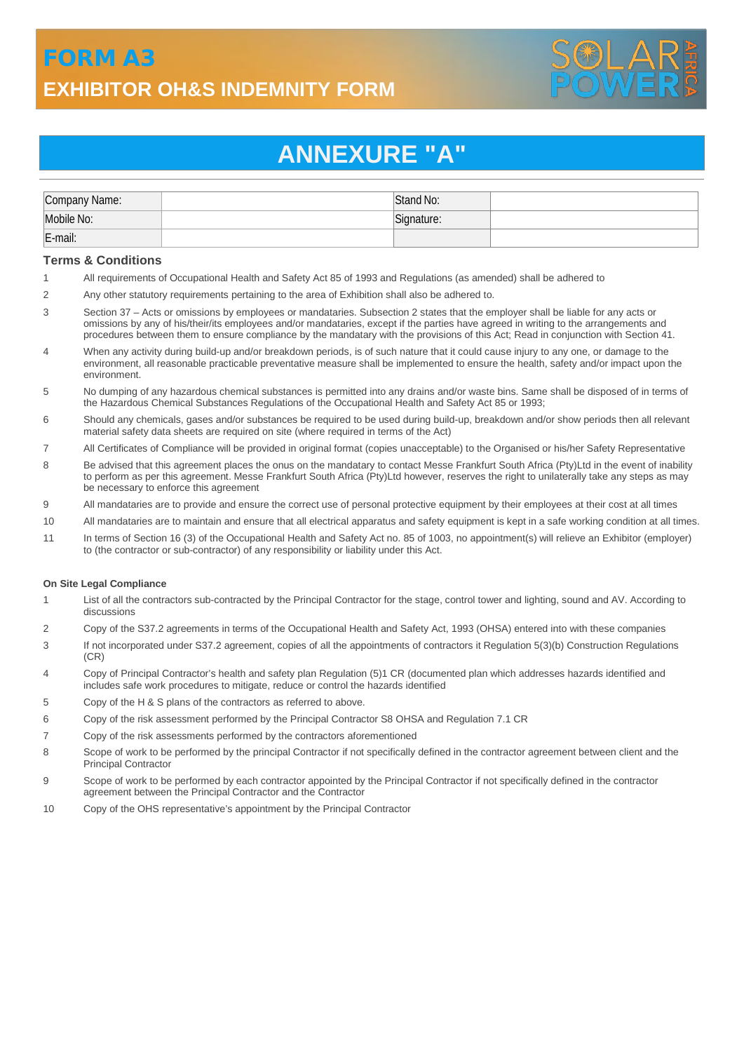# FORM A3

## EXHIBITOR OH&S INDEMNITY FORM

# ANNEXURE "A"

| | | | |
|---|---|---|---|
| Company Name: | | Stand No: | |
| Mobile No: | | Signature: | |
| E-mail: | | | |

### Terms & Conditions

1. All requirements of Occupational Health and Safety Act 85 of 1993 and Regulations (as amended) shall be adhered to
2. Any other statutory requirements pertaining to the area of Exhibition shall also be adhered to.
3. Section 37 – Acts or omissions by employees or mandataries. Subsection 2 states that the employer shall be liable for any acts or omissions by any of his/their/its employees and/or mandataries, except if the parties have agreed in writing to the arrangements and procedures between them to ensure compliance by the mandatary with the provisions of this Act; Read in conjunction with Section 41.
4. When any activity during build-up and/or breakdown periods, is of such nature that it could cause injury to any one, or damage to the environment, all reasonable practicable preventative measure shall be implemented to ensure the health, safety and/or impact upon the environment.
5. No dumping of any hazardous chemical substances is permitted into any drains and/or waste bins. Same shall be disposed of in terms of the Hazardous Chemical Substances Regulations of the Occupational Health and Safety Act 85 or 1993;
6. Should any chemicals, gases and/or substances be required to be used during build-up, breakdown and/or show periods then all relevant material safety data sheets are required on site (where required in terms of the Act)
7. All Certificates of Compliance will be provided in original format (copies unacceptable) to the Organised or his/her Safety Representative
8. Be advised that this agreement places the onus on the mandatary to contact Messe Frankfurt South Africa (Pty)Ltd in the event of inability to perform as per this agreement. Messe Frankfurt South Africa (Pty)Ltd however, reserves the right to unilaterally take any steps as may be necessary to enforce this agreement
9. All mandataries are to provide and ensure the correct use of personal protective equipment by their employees at their cost at all times
10. All mandataries are to maintain and ensure that all electrical apparatus and safety equipment is kept in a safe working condition at all times.
11. In terms of Section 16 (3) of the Occupational Health and Safety Act no. 85 of 1003, no appointment(s) will relieve an Exhibitor (employer) to (the contractor or sub-contractor) of any responsibility or liability under this Act.

#### On Site Legal Compliance

1. List of all the contractors sub-contracted by the Principal Contractor for the stage, control tower and lighting, sound and AV. According to discussions
2. Copy of the S37.2 agreements in terms of the Occupational Health and Safety Act, 1993 (OHSA) entered into with these companies
3. If not incorporated under S37.2 agreement, copies of all the appointments of contractors it Regulation 5(3)(b) Construction Regulations (CR)
4. Copy of Principal Contractor's health and safety plan Regulation (5)1 CR (documented plan which addresses hazards identified and includes safe work procedures to mitigate, reduce or control the hazards identified
5. Copy of the H & S plans of the contractors as referred to above.
6. Copy of the risk assessment performed by the Principal Contractor S8 OHSA and Regulation 7.1 CR
7. Copy of the risk assessments performed by the contractors aforementioned
8. Scope of work to be performed by the principal Contractor if not specifically defined in the contractor agreement between client and the Principal Contractor
9. Scope of work to be performed by each contractor appointed by the Principal Contractor if not specifically defined in the contractor agreement between the Principal Contractor and the Contractor
10. Copy of the OHS representative's appointment by the Principal Contractor